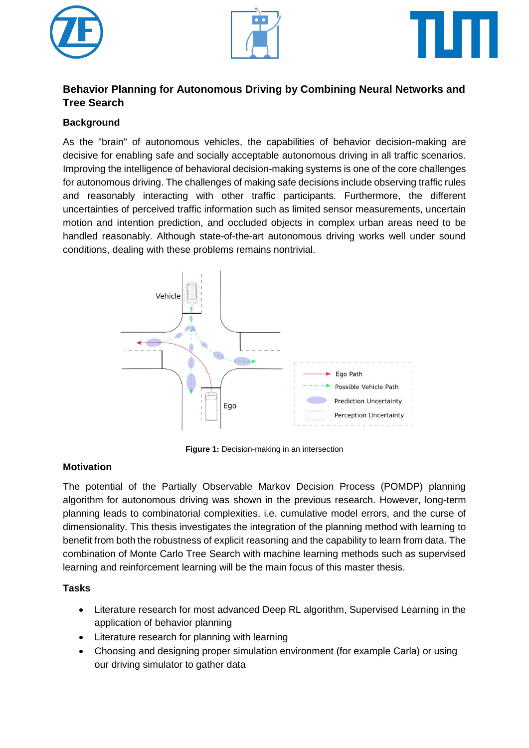## Behavior Planning for Autonomous Driving by Combining Neural Networks and Tree Search

### Background

As the "brain" of autonomous vehicles, the capabilities of behavior decision-making are decisive for enabling safe and socially acceptable autonomous driving in all traffic scenarios. Improving the intelligence of behavioral decision-making systems is one of the core challenges for autonomous driving. The challenges of making safe decisions include observing traffic rules and reasonably interacting with other traffic participants. Furthermore, the different uncertainties of perceived traffic information such as limited sensor measurements, uncertain motion and intention prediction, and occluded objects in complex urban areas need to be handled reasonably. Although state-of-the-art autonomous driving works well under sound conditions, dealing with these problems remains nontrivial.

**Figure 1:** Decision-making in an intersection

### Motivation

The potential of the Partially Observable Markov Decision Process (POMDP) planning algorithm for autonomous driving was shown in the previous research. However, long-term planning leads to combinatorial complexities, i.e. cumulative model errors, and the curse of dimensionality. This thesis investigates the integration of the planning method with learning to benefit from both the robustness of explicit reasoning and the capability to learn from data. The combination of Monte Carlo Tree Search with machine learning methods such as supervised learning and reinforcement learning will be the main focus of this master thesis.

### Tasks

- Literature research for most advanced Deep RL algorithm, Supervised Learning in the application of behavior planning
- Literature research for planning with learning
- Choosing and designing proper simulation environment (for example Carla) or using our driving simulator to gather data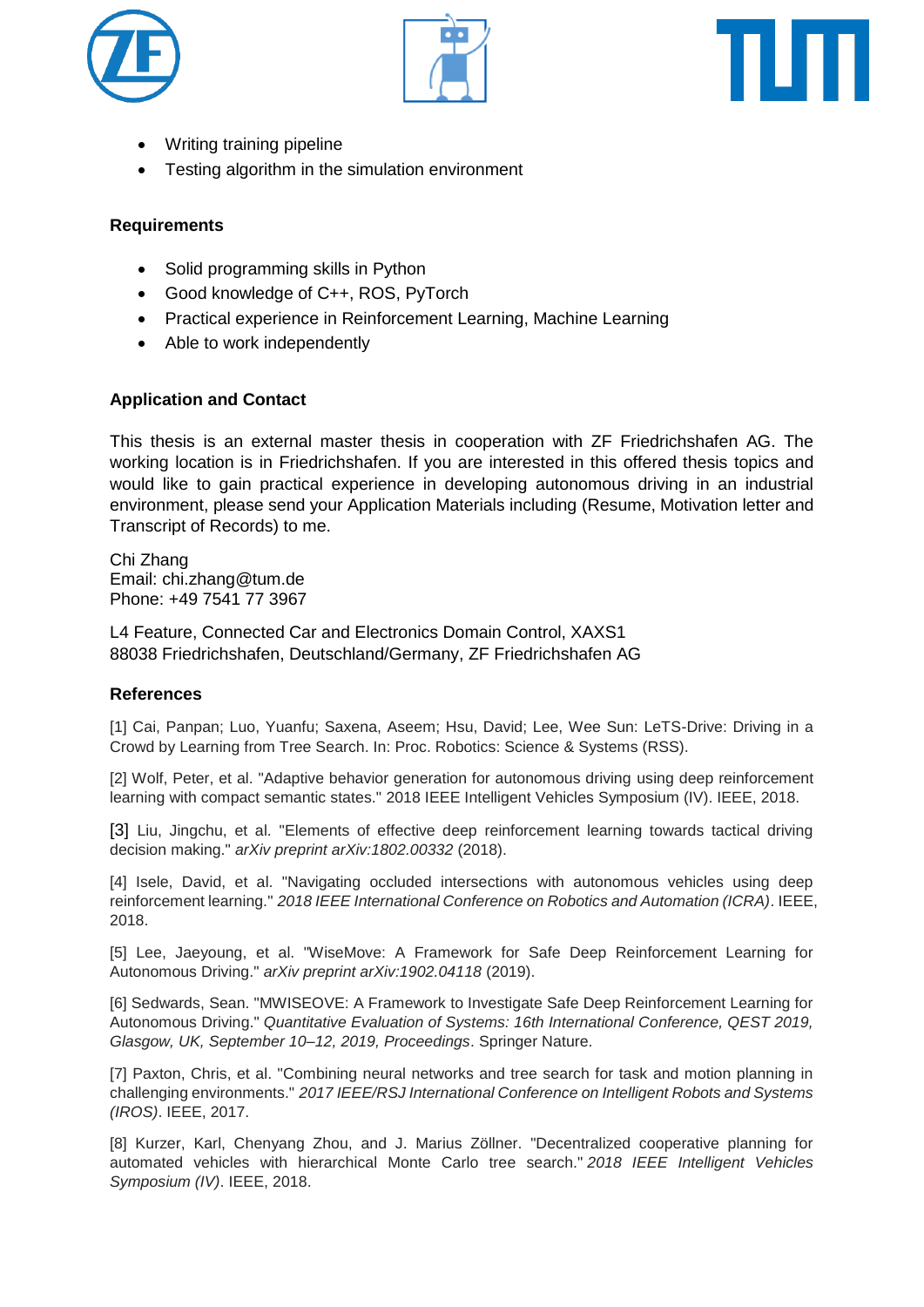- Writing training pipeline
- Testing algorithm in the simulation environment

### Requirements

- Solid programming skills in Python
- Good knowledge of C++, ROS, PyTorch
- Practical experience in Reinforcement Learning, Machine Learning
- Able to work independently

### Application and Contact

This thesis is an external master thesis in cooperation with ZF Friedrichshafen AG. The working location is in Friedrichshafen. If you are interested in this offered thesis topics and would like to gain practical experience in developing autonomous driving in an industrial environment, please send your Application Materials including (Resume, Motivation letter and Transcript of Records) to me.

Chi Zhang
Email: chi.zhang@tum.de
Phone: +49 7541 77 3967

L4 Feature, Connected Car and Electronics Domain Control, XAXS1
88038 Friedrichshafen, Deutschland/Germany, ZF Friedrichshafen AG

### References

[1] Cai, Panpan; Luo, Yuanfu; Saxena, Aseem; Hsu, David; Lee, Wee Sun: LeTS-Drive: Driving in a Crowd by Learning from Tree Search. In: Proc. Robotics: Science & Systems (RSS).

[2] Wolf, Peter, et al. "Adaptive behavior generation for autonomous driving using deep reinforcement learning with compact semantic states." 2018 IEEE Intelligent Vehicles Symposium (IV). IEEE, 2018.

[3] Liu, Jingchu, et al. "Elements of effective deep reinforcement learning towards tactical driving decision making." *arXiv preprint arXiv:1802.00332* (2018).

[4] Isele, David, et al. "Navigating occluded intersections with autonomous vehicles using deep reinforcement learning." *2018 IEEE International Conference on Robotics and Automation (ICRA)*. IEEE, 2018.

[5] Lee, Jaeyoung, et al. "WiseMove: A Framework for Safe Deep Reinforcement Learning for Autonomous Driving." *arXiv preprint arXiv:1902.04118* (2019).

[6] Sedwards, Sean. "MWISEOVE: A Framework to Investigate Safe Deep Reinforcement Learning for Autonomous Driving." *Quantitative Evaluation of Systems: 16th International Conference, QEST 2019, Glasgow, UK, September 10–12, 2019, Proceedings*. Springer Nature.

[7] Paxton, Chris, et al. "Combining neural networks and tree search for task and motion planning in challenging environments." *2017 IEEE/RSJ International Conference on Intelligent Robots and Systems (IROS)*. IEEE, 2017.

[8] Kurzer, Karl, Chenyang Zhou, and J. Marius Zöllner. "Decentralized cooperative planning for automated vehicles with hierarchical Monte Carlo tree search." *2018 IEEE Intelligent Vehicles Symposium (IV)*. IEEE, 2018.